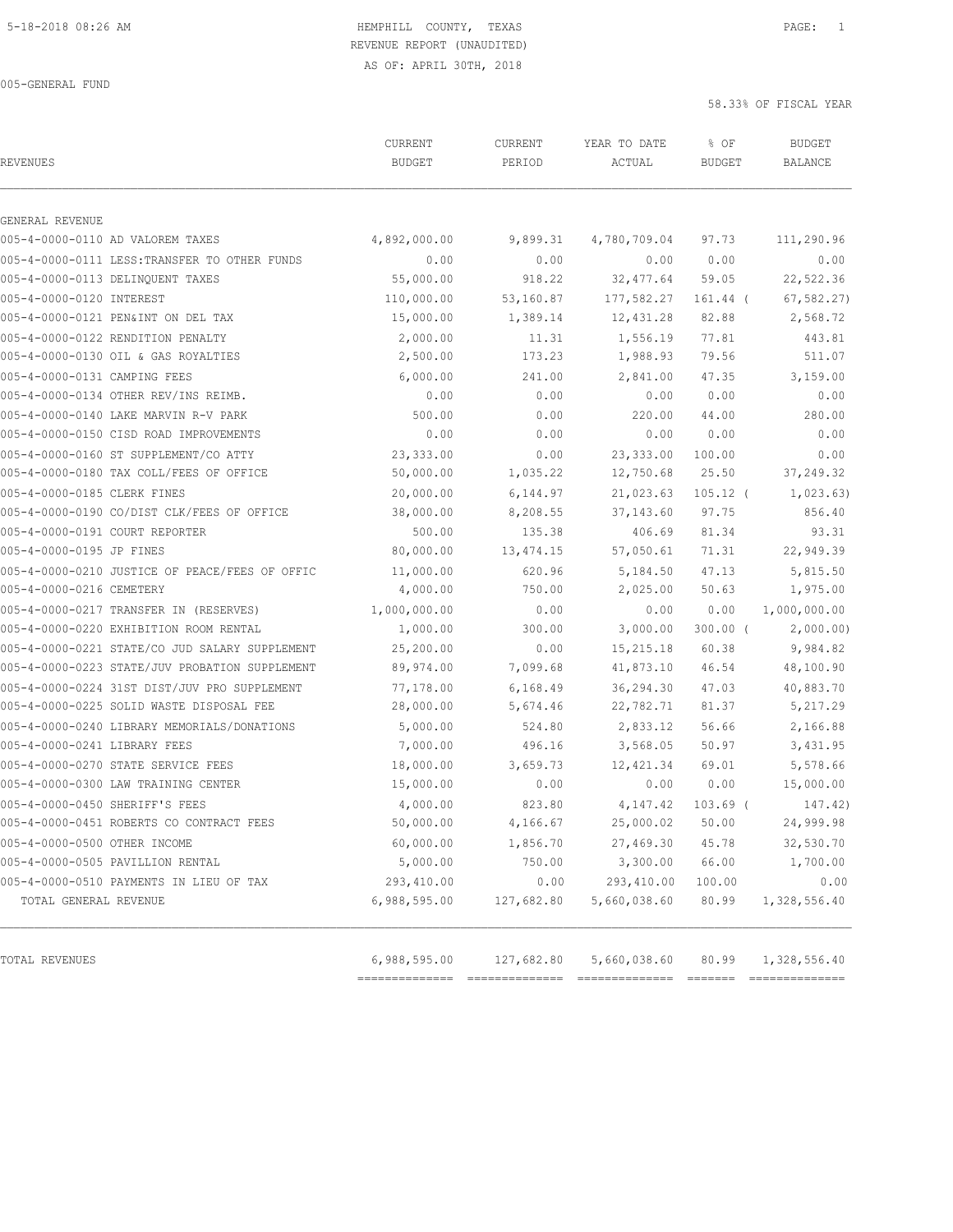HEMPHILL COUNTY, TEXAS
REVENUE REPORT (UNAUDITED)
AS OF: APRIL 30TH, 2018

005-GENERAL FUND

58.33% OF FISCAL YEAR

| REVENUES | CURRENT BUDGET | CURRENT PERIOD | YEAR TO DATE ACTUAL | % OF BUDGET | BUDGET BALANCE |
|---|---|---|---|---|---|
| GENERAL REVENUE | | | | | |
| 005-4-0000-0110 AD VALOREM TAXES | 4,892,000.00 | 9,899.31 | 4,780,709.04 | 97.73 | 111,290.96 |
| 005-4-0000-0111 LESS:TRANSFER TO OTHER FUNDS | 0.00 | 0.00 | 0.00 | 0.00 | 0.00 |
| 005-4-0000-0113 DELINQUENT TAXES | 55,000.00 | 918.22 | 32,477.64 | 59.05 | 22,522.36 |
| 005-4-0000-0120 INTEREST | 110,000.00 | 53,160.87 | 177,582.27 | 161.44 ( | 67,582.27) |
| 005-4-0000-0121 PEN&INT ON DEL TAX | 15,000.00 | 1,389.14 | 12,431.28 | 82.88 | 2,568.72 |
| 005-4-0000-0122 RENDITION PENALTY | 2,000.00 | 11.31 | 1,556.19 | 77.81 | 443.81 |
| 005-4-0000-0130 OIL & GAS ROYALTIES | 2,500.00 | 173.23 | 1,988.93 | 79.56 | 511.07 |
| 005-4-0000-0131 CAMPING FEES | 6,000.00 | 241.00 | 2,841.00 | 47.35 | 3,159.00 |
| 005-4-0000-0134 OTHER REV/INS REIMB. | 0.00 | 0.00 | 0.00 | 0.00 | 0.00 |
| 005-4-0000-0140 LAKE MARVIN R-V PARK | 500.00 | 0.00 | 220.00 | 44.00 | 280.00 |
| 005-4-0000-0150 CISD ROAD IMPROVEMENTS | 0.00 | 0.00 | 0.00 | 0.00 | 0.00 |
| 005-4-0000-0160 ST SUPPLEMENT/CO ATTY | 23,333.00 | 0.00 | 23,333.00 | 100.00 | 0.00 |
| 005-4-0000-0180 TAX COLL/FEES OF OFFICE | 50,000.00 | 1,035.22 | 12,750.68 | 25.50 | 37,249.32 |
| 005-4-0000-0185 CLERK FINES | 20,000.00 | 6,144.97 | 21,023.63 | 105.12 ( | 1,023.63) |
| 005-4-0000-0190 CO/DIST CLK/FEES OF OFFICE | 38,000.00 | 8,208.55 | 37,143.60 | 97.75 | 856.40 |
| 005-4-0000-0191 COURT REPORTER | 500.00 | 135.38 | 406.69 | 81.34 | 93.31 |
| 005-4-0000-0195 JP FINES | 80,000.00 | 13,474.15 | 57,050.61 | 71.31 | 22,949.39 |
| 005-4-0000-0210 JUSTICE OF PEACE/FEES OF OFFIC | 11,000.00 | 620.96 | 5,184.50 | 47.13 | 5,815.50 |
| 005-4-0000-0216 CEMETERY | 4,000.00 | 750.00 | 2,025.00 | 50.63 | 1,975.00 |
| 005-4-0000-0217 TRANSFER IN (RESERVES) | 1,000,000.00 | 0.00 | 0.00 | 0.00 | 1,000,000.00 |
| 005-4-0000-0220 EXHIBITION ROOM RENTAL | 1,000.00 | 300.00 | 3,000.00 | 300.00 ( | 2,000.00) |
| 005-4-0000-0221 STATE/CO JUD SALARY SUPPLEMENT | 25,200.00 | 0.00 | 15,215.18 | 60.38 | 9,984.82 |
| 005-4-0000-0223 STATE/JUV PROBATION SUPPLEMENT | 89,974.00 | 7,099.68 | 41,873.10 | 46.54 | 48,100.90 |
| 005-4-0000-0224 31ST DIST/JUV PRO SUPPLEMENT | 77,178.00 | 6,168.49 | 36,294.30 | 47.03 | 40,883.70 |
| 005-4-0000-0225 SOLID WASTE DISPOSAL FEE | 28,000.00 | 5,674.46 | 22,782.71 | 81.37 | 5,217.29 |
| 005-4-0000-0240 LIBRARY MEMORIALS/DONATIONS | 5,000.00 | 524.80 | 2,833.12 | 56.66 | 2,166.88 |
| 005-4-0000-0241 LIBRARY FEES | 7,000.00 | 496.16 | 3,568.05 | 50.97 | 3,431.95 |
| 005-4-0000-0270 STATE SERVICE FEES | 18,000.00 | 3,659.73 | 12,421.34 | 69.01 | 5,578.66 |
| 005-4-0000-0300 LAW TRAINING CENTER | 15,000.00 | 0.00 | 0.00 | 0.00 | 15,000.00 |
| 005-4-0000-0450 SHERIFF'S FEES | 4,000.00 | 823.80 | 4,147.42 | 103.69 ( | 147.42) |
| 005-4-0000-0451 ROBERTS CO CONTRACT FEES | 50,000.00 | 4,166.67 | 25,000.02 | 50.00 | 24,999.98 |
| 005-4-0000-0500 OTHER INCOME | 60,000.00 | 1,856.70 | 27,469.30 | 45.78 | 32,530.70 |
| 005-4-0000-0505 PAVILLION RENTAL | 5,000.00 | 750.00 | 3,300.00 | 66.00 | 1,700.00 |
| 005-4-0000-0510 PAYMENTS IN LIEU OF TAX | 293,410.00 | 0.00 | 293,410.00 | 100.00 | 0.00 |
| TOTAL GENERAL REVENUE | 6,988,595.00 | 127,682.80 | 5,660,038.60 | 80.99 | 1,328,556.40 |
| TOTAL REVENUES | 6,988,595.00 | 127,682.80 | 5,660,038.60 | 80.99 | 1,328,556.40 |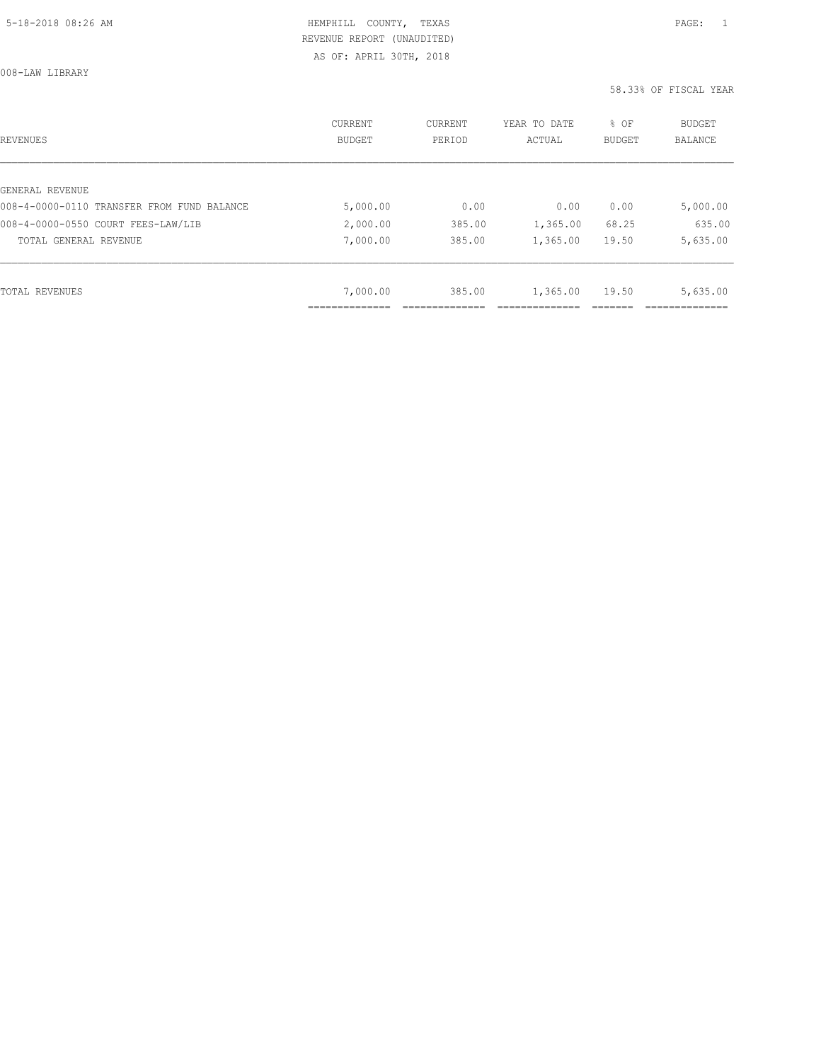HEMPHILL COUNTY, TEXAS
REVENUE REPORT (UNAUDITED)
AS OF: APRIL 30TH, 2018

008-LAW LIBRARY

58.33% OF FISCAL YEAR

| REVENUES | CURRENT BUDGET | CURRENT PERIOD | YEAR TO DATE ACTUAL | % OF BUDGET | BUDGET BALANCE |
|---|---|---|---|---|---|
| GENERAL REVENUE | | | | | |
| 008-4-0000-0110 TRANSFER FROM FUND BALANCE | 5,000.00 | 0.00 | 0.00 | 0.00 | 5,000.00 |
| 008-4-0000-0550 COURT FEES-LAW/LIB | 2,000.00 | 385.00 | 1,365.00 | 68.25 | 635.00 |
| TOTAL GENERAL REVENUE | 7,000.00 | 385.00 | 1,365.00 | 19.50 | 5,635.00 |
| TOTAL REVENUES | 7,000.00 | 385.00 | 1,365.00 | 19.50 | 5,635.00 |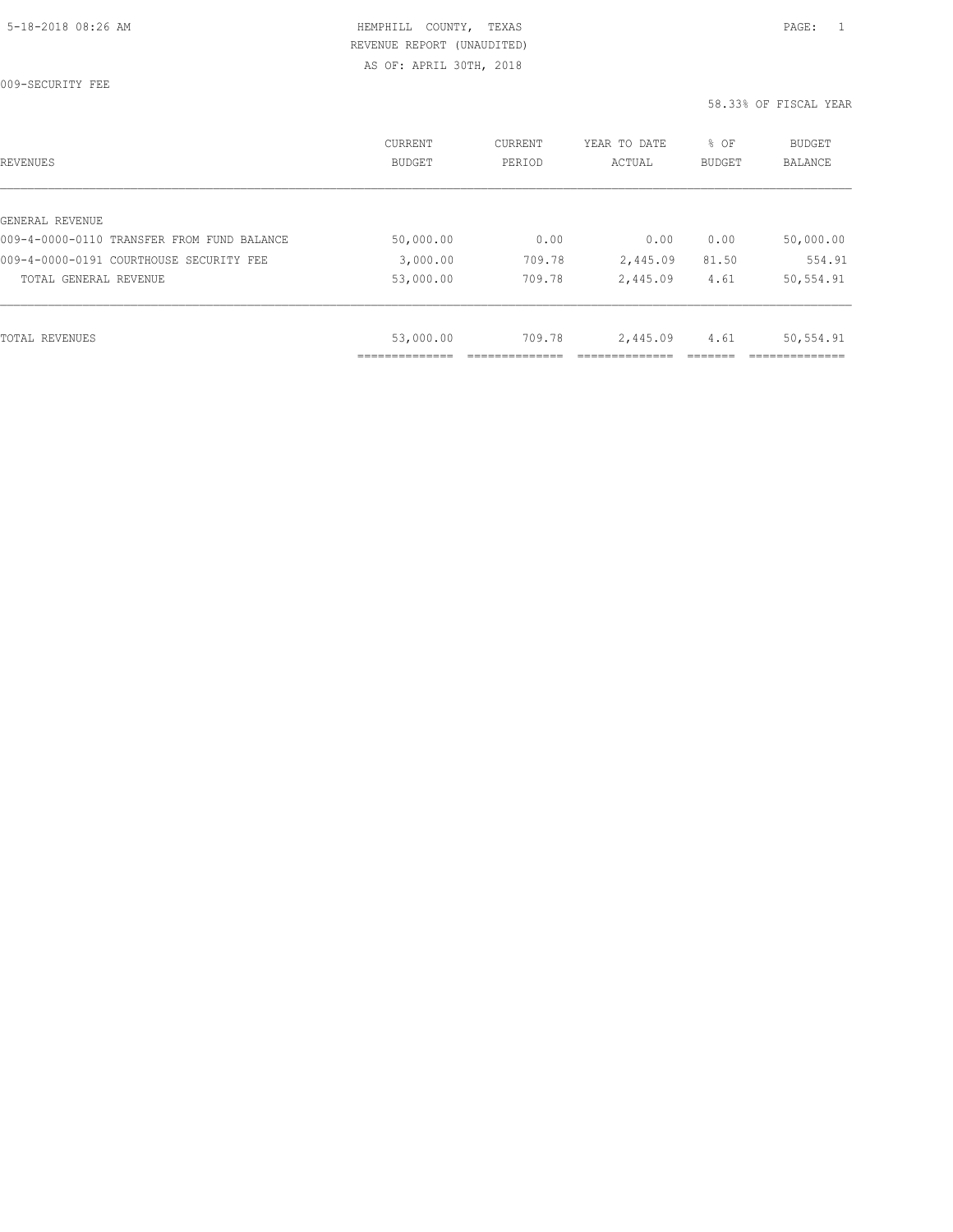HEMPHILL COUNTY, TEXAS
REVENUE REPORT (UNAUDITED)
AS OF: APRIL 30TH, 2018

009-SECURITY FEE

58.33% OF FISCAL YEAR

| REVENUES | CURRENT BUDGET | CURRENT PERIOD | YEAR TO DATE ACTUAL | % OF BUDGET | BUDGET BALANCE |
|---|---|---|---|---|---|
| GENERAL REVENUE | | | | | |
| 009-4-0000-0110 TRANSFER FROM FUND BALANCE | 50,000.00 | 0.00 | 0.00 | 0.00 | 50,000.00 |
| 009-4-0000-0191 COURTHOUSE SECURITY FEE | 3,000.00 | 709.78 | 2,445.09 | 81.50 | 554.91 |
| TOTAL GENERAL REVENUE | 53,000.00 | 709.78 | 2,445.09 | 4.61 | 50,554.91 |
| TOTAL REVENUES | 53,000.00 | 709.78 | 2,445.09 | 4.61 | 50,554.91 |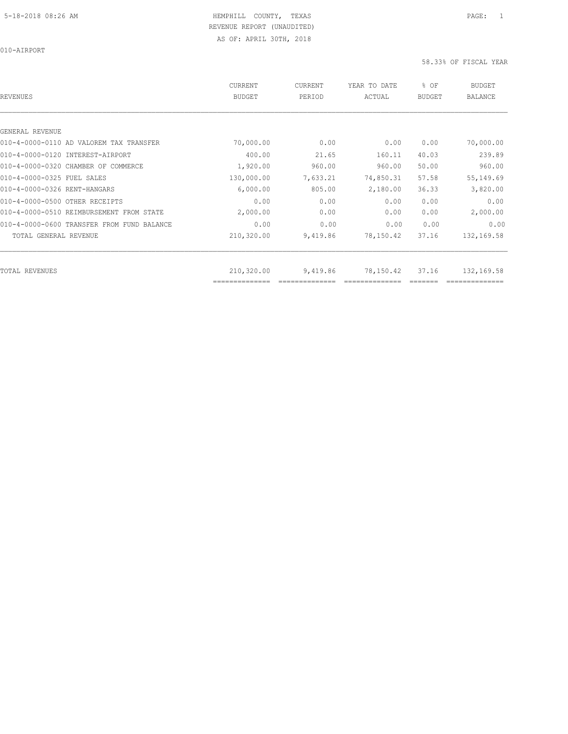HEMPHILL COUNTY, TEXAS
REVENUE REPORT (UNAUDITED)
AS OF: APRIL 30TH, 2018

010-AIRPORT

58.33% OF FISCAL YEAR

| REVENUES | CURRENT BUDGET | CURRENT PERIOD | YEAR TO DATE ACTUAL | % OF BUDGET | BUDGET BALANCE |
|---|---|---|---|---|---|
| GENERAL REVENUE | | | | | |
| 010-4-0000-0110 AD VALOREM TAX TRANSFER | 70,000.00 | 0.00 | 0.00 | 0.00 | 70,000.00 |
| 010-4-0000-0120 INTEREST-AIRPORT | 400.00 | 21.65 | 160.11 | 40.03 | 239.89 |
| 010-4-0000-0320 CHAMBER OF COMMERCE | 1,920.00 | 960.00 | 960.00 | 50.00 | 960.00 |
| 010-4-0000-0325 FUEL SALES | 130,000.00 | 7,633.21 | 74,850.31 | 57.58 | 55,149.69 |
| 010-4-0000-0326 RENT-HANGARS | 6,000.00 | 805.00 | 2,180.00 | 36.33 | 3,820.00 |
| 010-4-0000-0500 OTHER RECEIPTS | 0.00 | 0.00 | 0.00 | 0.00 | 0.00 |
| 010-4-0000-0510 REIMBURSEMENT FROM STATE | 2,000.00 | 0.00 | 0.00 | 0.00 | 2,000.00 |
| 010-4-0000-0600 TRANSFER FROM FUND BALANCE | 0.00 | 0.00 | 0.00 | 0.00 | 0.00 |
| TOTAL GENERAL REVENUE | 210,320.00 | 9,419.86 | 78,150.42 | 37.16 | 132,169.58 |
| TOTAL REVENUES | 210,320.00 | 9,419.86 | 78,150.42 | 37.16 | 132,169.58 |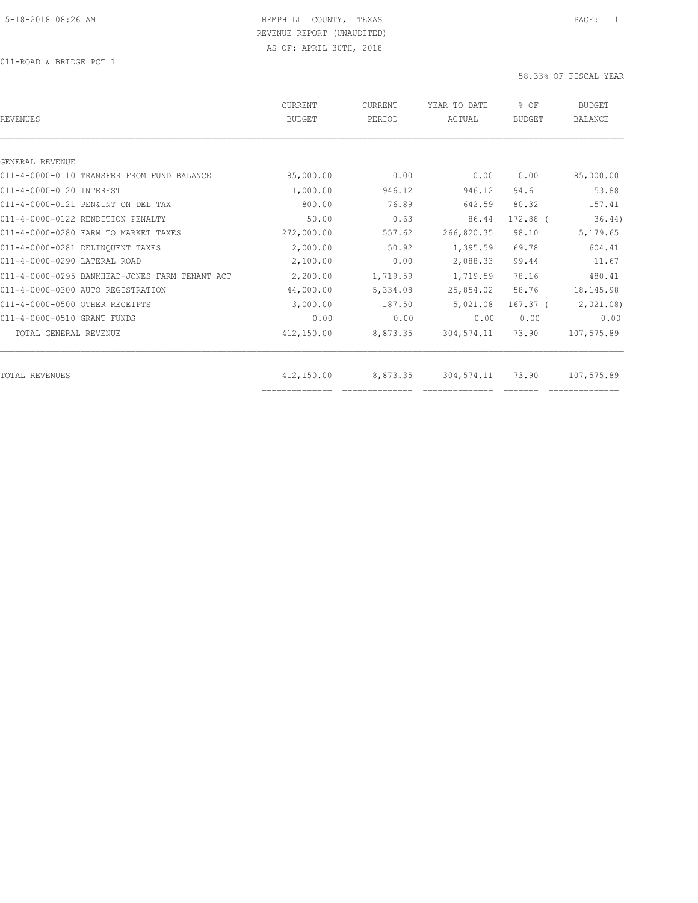HEMPHILL COUNTY, TEXAS
REVENUE REPORT (UNAUDITED)
AS OF: APRIL 30TH, 2018

011-ROAD & BRIDGE PCT 1

58.33% OF FISCAL YEAR

| REVENUES | CURRENT BUDGET | CURRENT PERIOD | YEAR TO DATE ACTUAL | % OF BUDGET | BUDGET BALANCE |
|---|---|---|---|---|---|
| GENERAL REVENUE | | | | | |
| 011-4-0000-0110 TRANSFER FROM FUND BALANCE | 85,000.00 | 0.00 | 0.00 | 0.00 | 85,000.00 |
| 011-4-0000-0120 INTEREST | 1,000.00 | 946.12 | 946.12 | 94.61 | 53.88 |
| 011-4-0000-0121 PEN&INT ON DEL TAX | 800.00 | 76.89 | 642.59 | 80.32 | 157.41 |
| 011-4-0000-0122 RENDITION PENALTY | 50.00 | 0.63 | 86.44 | 172.88 | ( 36.44) |
| 011-4-0000-0280 FARM TO MARKET TAXES | 272,000.00 | 557.62 | 266,820.35 | 98.10 | 5,179.65 |
| 011-4-0000-0281 DELINQUENT TAXES | 2,000.00 | 50.92 | 1,395.59 | 69.78 | 604.41 |
| 011-4-0000-0290 LATERAL ROAD | 2,100.00 | 0.00 | 2,088.33 | 99.44 | 11.67 |
| 011-4-0000-0295 BANKHEAD-JONES FARM TENANT ACT | 2,200.00 | 1,719.59 | 1,719.59 | 78.16 | 480.41 |
| 011-4-0000-0300 AUTO REGISTRATION | 44,000.00 | 5,334.08 | 25,854.02 | 58.76 | 18,145.98 |
| 011-4-0000-0500 OTHER RECEIPTS | 3,000.00 | 187.50 | 5,021.08 | 167.37 | ( 2,021.08) |
| 011-4-0000-0510 GRANT FUNDS | 0.00 | 0.00 | 0.00 | 0.00 | 0.00 |
| TOTAL GENERAL REVENUE | 412,150.00 | 8,873.35 | 304,574.11 | 73.90 | 107,575.89 |
| TOTAL REVENUES | 412,150.00 | 8,873.35 | 304,574.11 | 73.90 | 107,575.89 |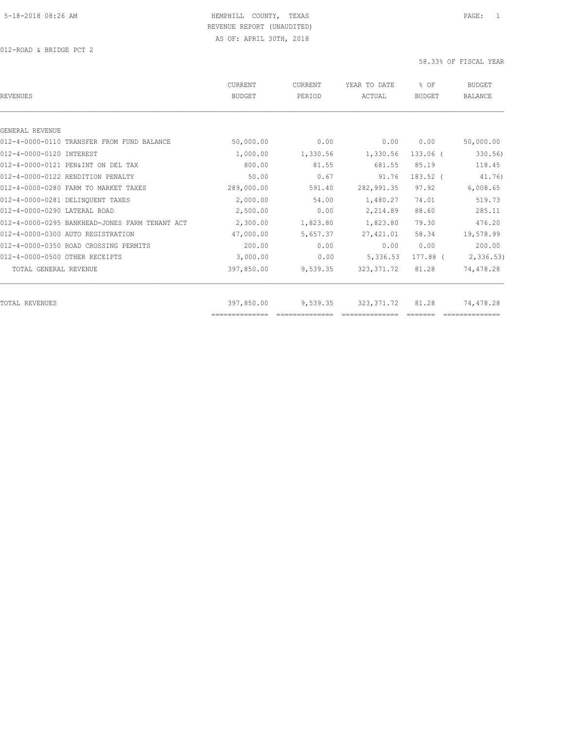HEMPHILL COUNTY, TEXAS
REVENUE REPORT (UNAUDITED)
AS OF: APRIL 30TH, 2018

012-ROAD & BRIDGE PCT 2

58.33% OF FISCAL YEAR

| REVENUES | CURRENT BUDGET | CURRENT PERIOD | YEAR TO DATE ACTUAL | % OF BUDGET | BUDGET BALANCE |
|---|---|---|---|---|---|
| GENERAL REVENUE | | | | | |
| 012-4-0000-0110 TRANSFER FROM FUND BALANCE | 50,000.00 | 0.00 | 0.00 | 0.00 | 50,000.00 |
| 012-4-0000-0120 INTEREST | 1,000.00 | 1,330.56 | 1,330.56 | 133.06 | ( 330.56) |
| 012-4-0000-0121 PEN&INT ON DEL TAX | 800.00 | 81.55 | 681.55 | 85.19 | 118.45 |
| 012-4-0000-0122 RENDITION PENALTY | 50.00 | 0.67 | 91.76 | 183.52 | ( 41.76) |
| 012-4-0000-0280 FARM TO MARKET TAXES | 289,000.00 | 591.40 | 282,991.35 | 97.92 | 6,008.65 |
| 012-4-0000-0281 DELINQUENT TAXES | 2,000.00 | 54.00 | 1,480.27 | 74.01 | 519.73 |
| 012-4-0000-0290 LATERAL ROAD | 2,500.00 | 0.00 | 2,214.89 | 88.60 | 285.11 |
| 012-4-0000-0295 BANKHEAD-JONES FARM TENANT ACT | 2,300.00 | 1,823.80 | 1,823.80 | 79.30 | 476.20 |
| 012-4-0000-0300 AUTO REGISTRATION | 47,000.00 | 5,657.37 | 27,421.01 | 58.34 | 19,578.99 |
| 012-4-0000-0350 ROAD CROSSING PERMITS | 200.00 | 0.00 | 0.00 | 0.00 | 200.00 |
| 012-4-0000-0500 OTHER RECEIPTS | 3,000.00 | 0.00 | 5,336.53 | 177.88 | ( 2,336.53) |
| TOTAL GENERAL REVENUE | 397,850.00 | 9,539.35 | 323,371.72 | 81.28 | 74,478.28 |
| TOTAL REVENUES | 397,850.00 | 9,539.35 | 323,371.72 | 81.28 | 74,478.28 |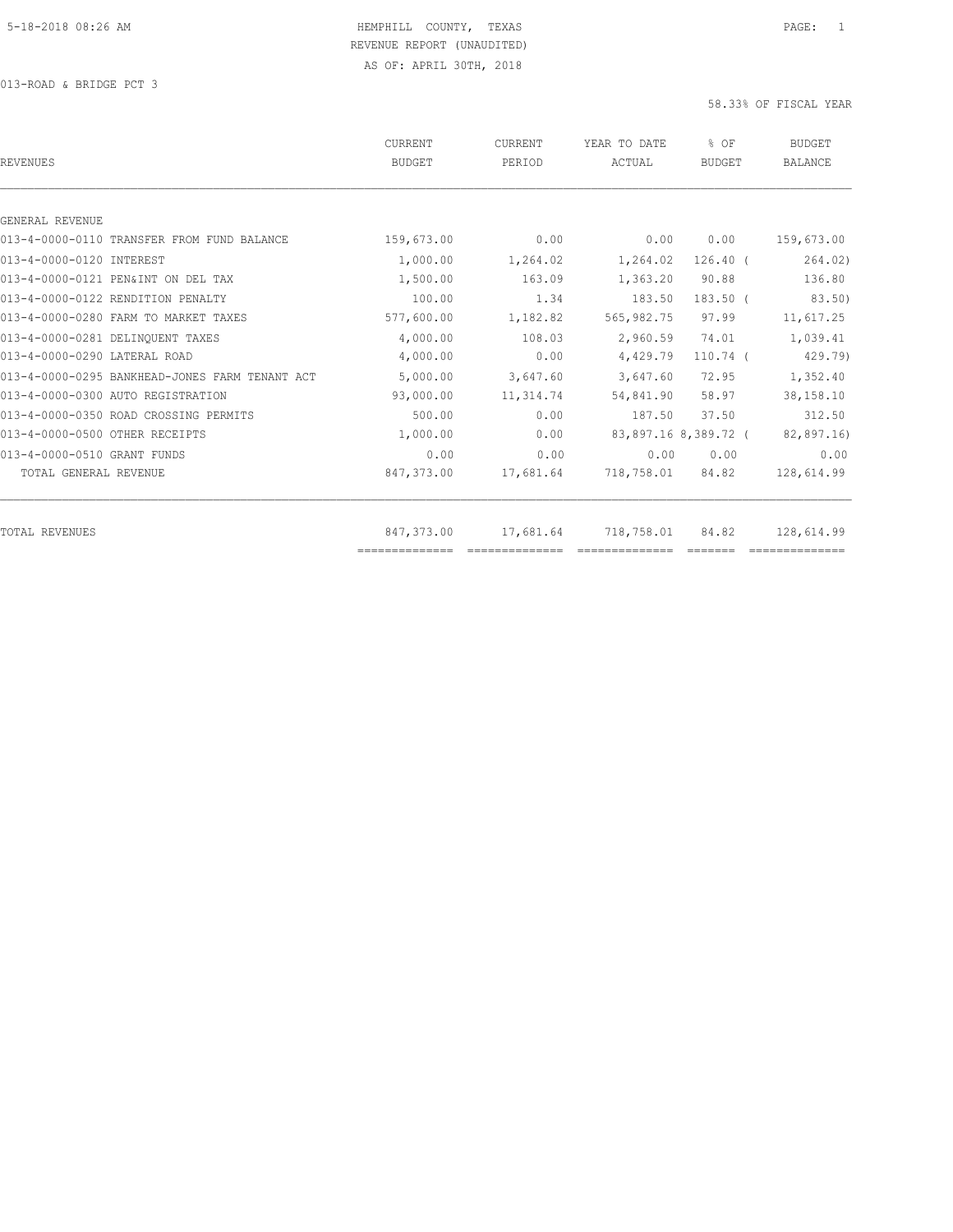HEMPHILL COUNTY, TEXAS
REVENUE REPORT (UNAUDITED)
AS OF: APRIL 30TH, 2018

013-ROAD & BRIDGE PCT 3

58.33% OF FISCAL YEAR

| REVENUES | CURRENT BUDGET | CURRENT PERIOD | YEAR TO DATE ACTUAL | % OF BUDGET | BUDGET BALANCE |
|---|---|---|---|---|---|
| GENERAL REVENUE | | | | | |
| 013-4-0000-0110 TRANSFER FROM FUND BALANCE | 159,673.00 | 0.00 | 0.00 | 0.00 | 159,673.00 |
| 013-4-0000-0120 INTEREST | 1,000.00 | 1,264.02 | 1,264.02 | 126.40 ( | 264.02) |
| 013-4-0000-0121 PEN&INT ON DEL TAX | 1,500.00 | 163.09 | 1,363.20 | 90.88 | 136.80 |
| 013-4-0000-0122 RENDITION PENALTY | 100.00 | 1.34 | 183.50 | 183.50 ( | 83.50) |
| 013-4-0000-0280 FARM TO MARKET TAXES | 577,600.00 | 1,182.82 | 565,982.75 | 97.99 | 11,617.25 |
| 013-4-0000-0281 DELINQUENT TAXES | 4,000.00 | 108.03 | 2,960.59 | 74.01 | 1,039.41 |
| 013-4-0000-0290 LATERAL ROAD | 4,000.00 | 0.00 | 4,429.79 | 110.74 ( | 429.79) |
| 013-4-0000-0295 BANKHEAD-JONES FARM TENANT ACT | 5,000.00 | 3,647.60 | 3,647.60 | 72.95 | 1,352.40 |
| 013-4-0000-0300 AUTO REGISTRATION | 93,000.00 | 11,314.74 | 54,841.90 | 58.97 | 38,158.10 |
| 013-4-0000-0350 ROAD CROSSING PERMITS | 500.00 | 0.00 | 187.50 | 37.50 | 312.50 |
| 013-4-0000-0500 OTHER RECEIPTS | 1,000.00 | 0.00 | 83,897.16 | 8,389.72 ( | 82,897.16) |
| 013-4-0000-0510 GRANT FUNDS | 0.00 | 0.00 | 0.00 | 0.00 | 0.00 |
| TOTAL GENERAL REVENUE | 847,373.00 | 17,681.64 | 718,758.01 | 84.82 | 128,614.99 |
| TOTAL REVENUES | 847,373.00 | 17,681.64 | 718,758.01 | 84.82 | 128,614.99 |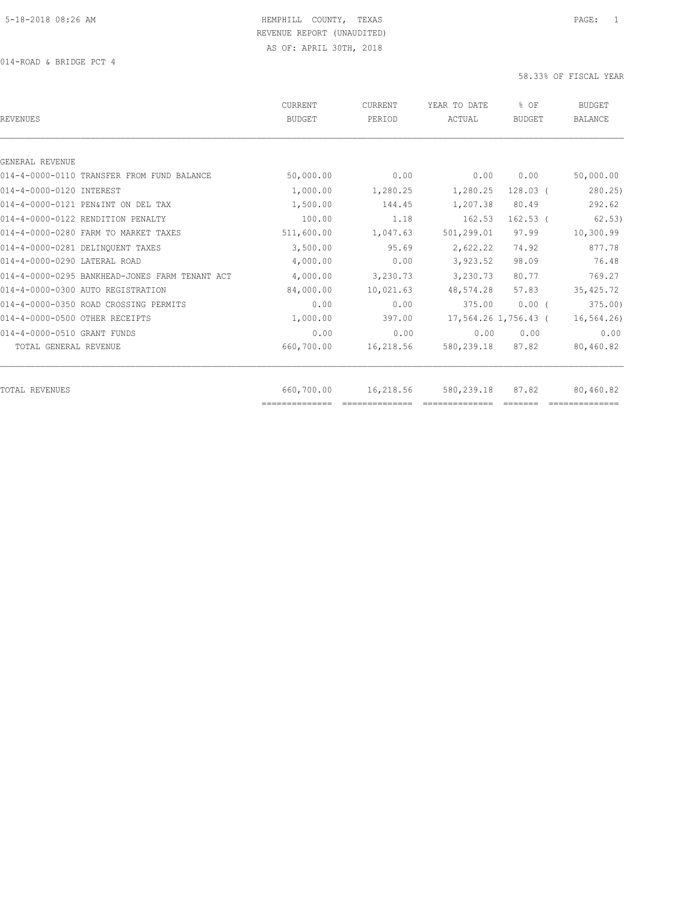HEMPHILL COUNTY, TEXAS
REVENUE REPORT (UNAUDITED)
AS OF: APRIL 30TH, 2018

014-ROAD & BRIDGE PCT 4

58.33% OF FISCAL YEAR

| REVENUES | CURRENT BUDGET | CURRENT PERIOD | YEAR TO DATE ACTUAL | % OF BUDGET | BUDGET BALANCE |
|---|---|---|---|---|---|
| GENERAL REVENUE | | | | | |
| 014-4-0000-0110 TRANSFER FROM FUND BALANCE | 50,000.00 | 0.00 | 0.00 | 0.00 | 50,000.00 |
| 014-4-0000-0120 INTEREST | 1,000.00 | 1,280.25 | 1,280.25 | 128.03 ( | 280.25) |
| 014-4-0000-0121 PEN&INT ON DEL TAX | 1,500.00 | 144.45 | 1,207.38 | 80.49 | 292.62 |
| 014-4-0000-0122 RENDITION PENALTY | 100.00 | 1.18 | 162.53 | 162.53 ( | 62.53) |
| 014-4-0000-0280 FARM TO MARKET TAXES | 511,600.00 | 1,047.63 | 501,299.01 | 97.99 | 10,300.99 |
| 014-4-0000-0281 DELINQUENT TAXES | 3,500.00 | 95.69 | 2,622.22 | 74.92 | 877.78 |
| 014-4-0000-0290 LATERAL ROAD | 4,000.00 | 0.00 | 3,923.52 | 98.09 | 76.48 |
| 014-4-0000-0295 BANKHEAD-JONES FARM TENANT ACT | 4,000.00 | 3,230.73 | 3,230.73 | 80.77 | 769.27 |
| 014-4-0000-0300 AUTO REGISTRATION | 84,000.00 | 10,021.63 | 48,574.28 | 57.83 | 35,425.72 |
| 014-4-0000-0350 ROAD CROSSING PERMITS | 0.00 | 0.00 | 375.00 | 0.00 ( | 375.00) |
| 014-4-0000-0500 OTHER RECEIPTS | 1,000.00 | 397.00 | 17,564.26 | 1,756.43 ( | 16,564.26) |
| 014-4-0000-0510 GRANT FUNDS | 0.00 | 0.00 | 0.00 | 0.00 | 0.00 |
| TOTAL GENERAL REVENUE | 660,700.00 | 16,218.56 | 580,239.18 | 87.82 | 80,460.82 |
| TOTAL REVENUES | 660,700.00 | 16,218.56 | 580,239.18 | 87.82 | 80,460.82 |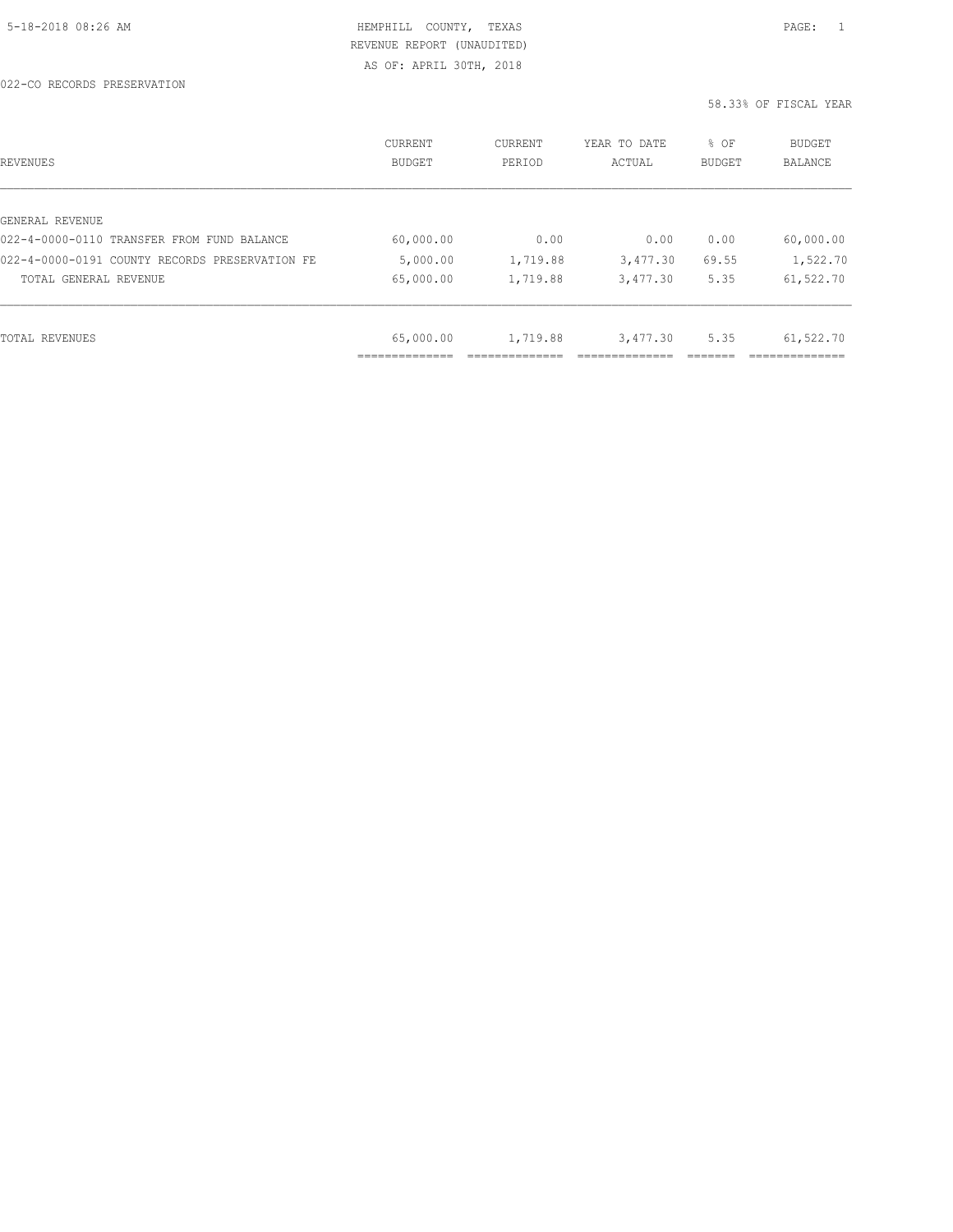HEMPHILL COUNTY, TEXAS
REVENUE REPORT (UNAUDITED)
AS OF: APRIL 30TH, 2018

022-CO RECORDS PRESERVATION

58.33% OF FISCAL YEAR

| REVENUES | CURRENT BUDGET | CURRENT PERIOD | YEAR TO DATE ACTUAL | % OF BUDGET | BUDGET BALANCE |
|---|---|---|---|---|---|
| GENERAL REVENUE | | | | | |
| 022-4-0000-0110 TRANSFER FROM FUND BALANCE | 60,000.00 | 0.00 | 0.00 | 0.00 | 60,000.00 |
| 022-4-0000-0191 COUNTY RECORDS PRESERVATION FE | 5,000.00 | 1,719.88 | 3,477.30 | 69.55 | 1,522.70 |
| TOTAL GENERAL REVENUE | 65,000.00 | 1,719.88 | 3,477.30 | 5.35 | 61,522.70 |
| TOTAL REVENUES | 65,000.00 | 1,719.88 | 3,477.30 | 5.35 | 61,522.70 |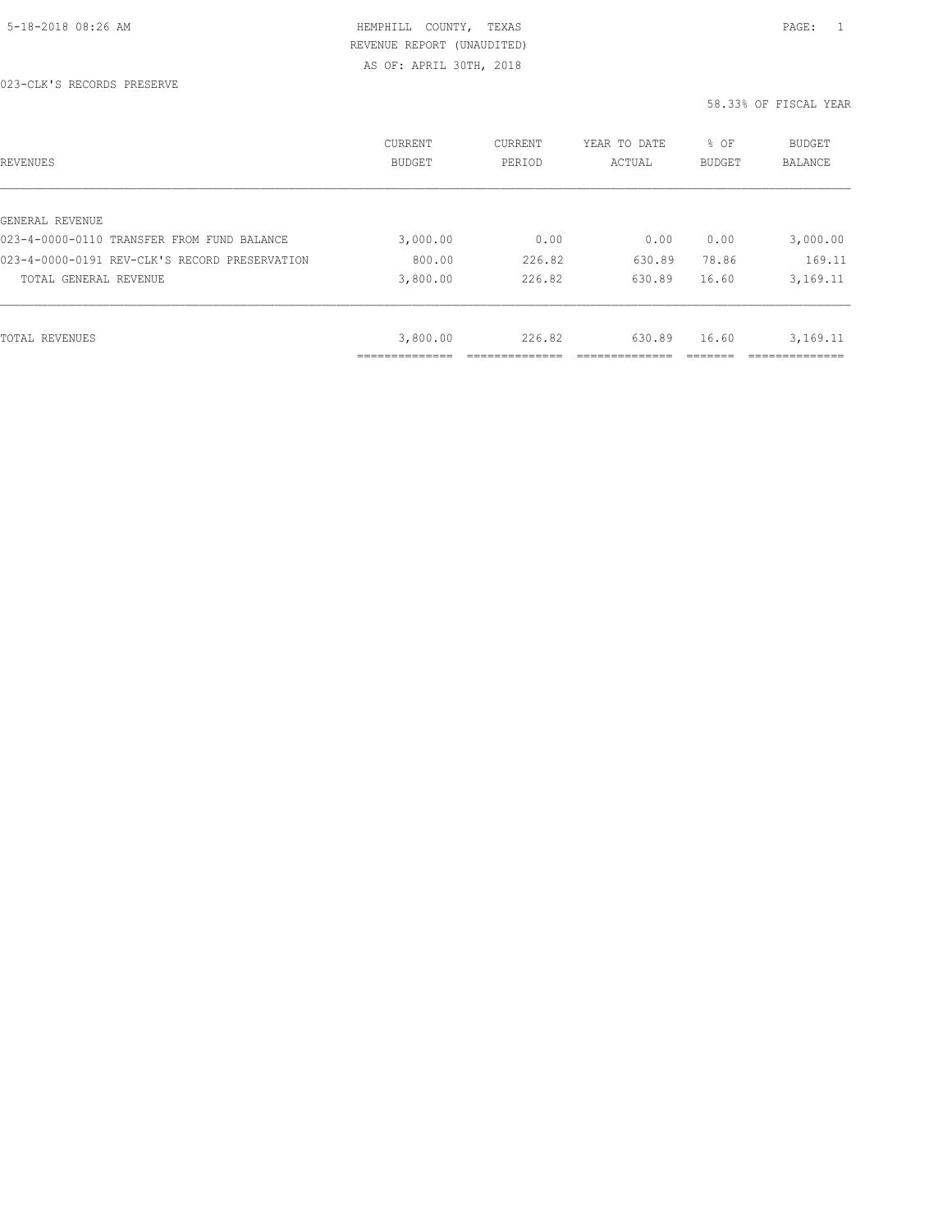5-18-2018 08:26 AM

HEMPHILL COUNTY, TEXAS
REVENUE REPORT (UNAUDITED)
AS OF: APRIL 30TH, 2018

023-CLK'S RECORDS PRESERVE

58.33% OF FISCAL YEAR

| REVENUES | CURRENT BUDGET | CURRENT PERIOD | YEAR TO DATE ACTUAL | % OF BUDGET | BUDGET BALANCE |
|---|---|---|---|---|---|
| GENERAL REVENUE | | | | | |
| 023-4-0000-0110 TRANSFER FROM FUND BALANCE | 3,000.00 | 0.00 | 0.00 | 0.00 | 3,000.00 |
| 023-4-0000-0191 REV-CLK'S RECORD PRESERVATION | 800.00 | 226.82 | 630.89 | 78.86 | 169.11 |
| TOTAL GENERAL REVENUE | 3,800.00 | 226.82 | 630.89 | 16.60 | 3,169.11 |
| TOTAL REVENUES | 3,800.00 | 226.82 | 630.89 | 16.60 | 3,169.11 |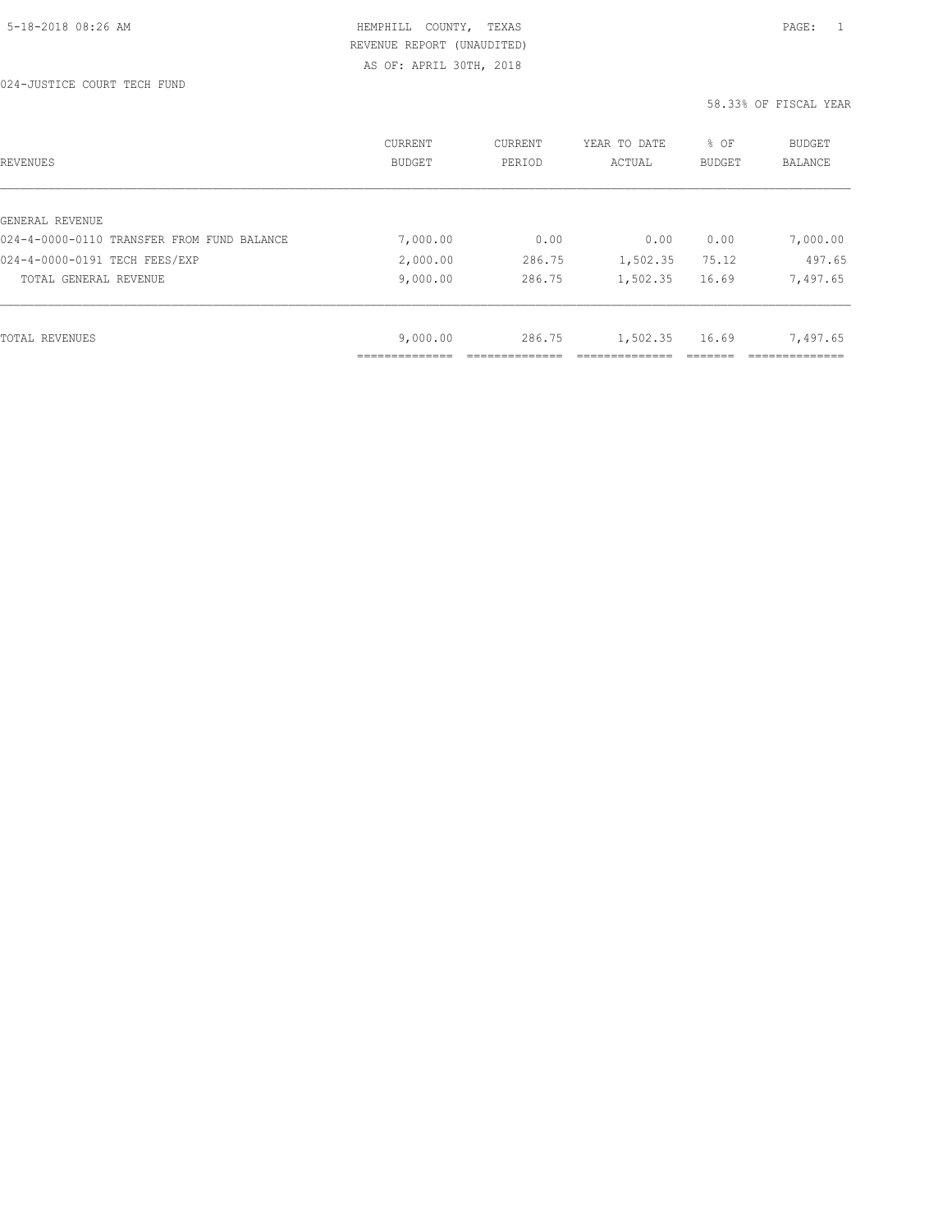HEMPHILL COUNTY, TEXAS
REVENUE REPORT (UNAUDITED)
AS OF: APRIL 30TH, 2018

024-JUSTICE COURT TECH FUND

58.33% OF FISCAL YEAR

| REVENUES | CURRENT BUDGET | CURRENT PERIOD | YEAR TO DATE ACTUAL | % OF BUDGET | BUDGET BALANCE |
|---|---|---|---|---|---|
| GENERAL REVENUE | | | | | |
| 024-4-0000-0110 TRANSFER FROM FUND BALANCE | 7,000.00 | 0.00 | 0.00 | 0.00 | 7,000.00 |
| 024-4-0000-0191 TECH FEES/EXP | 2,000.00 | 286.75 | 1,502.35 | 75.12 | 497.65 |
| TOTAL GENERAL REVENUE | 9,000.00 | 286.75 | 1,502.35 | 16.69 | 7,497.65 |
| TOTAL REVENUES | 9,000.00 | 286.75 | 1,502.35 | 16.69 | 7,497.65 |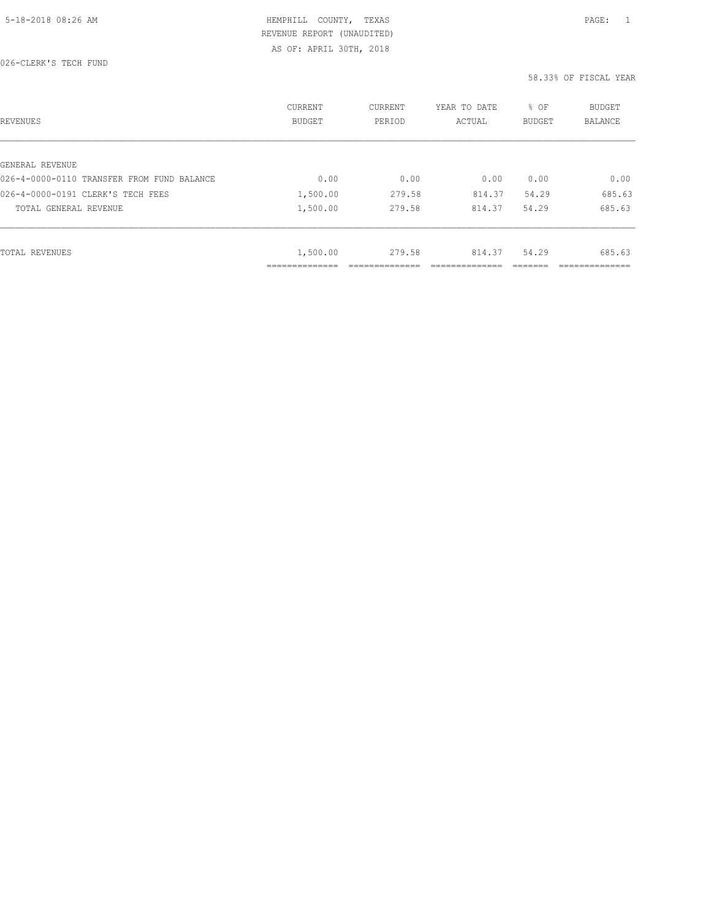HEMPHILL COUNTY, TEXAS
REVENUE REPORT (UNAUDITED)
AS OF: APRIL 30TH, 2018

026-CLERK'S TECH FUND

58.33% OF FISCAL YEAR

| REVENUES | CURRENT BUDGET | CURRENT PERIOD | YEAR TO DATE ACTUAL | % OF BUDGET | BUDGET BALANCE |
|---|---|---|---|---|---|
| GENERAL REVENUE | | | | | |
| 026-4-0000-0110 TRANSFER FROM FUND BALANCE | 0.00 | 0.00 | 0.00 | 0.00 | 0.00 |
| 026-4-0000-0191 CLERK'S TECH FEES | 1,500.00 | 279.58 | 814.37 | 54.29 | 685.63 |
| TOTAL GENERAL REVENUE | 1,500.00 | 279.58 | 814.37 | 54.29 | 685.63 |
| TOTAL REVENUES | 1,500.00 | 279.58 | 814.37 | 54.29 | 685.63 |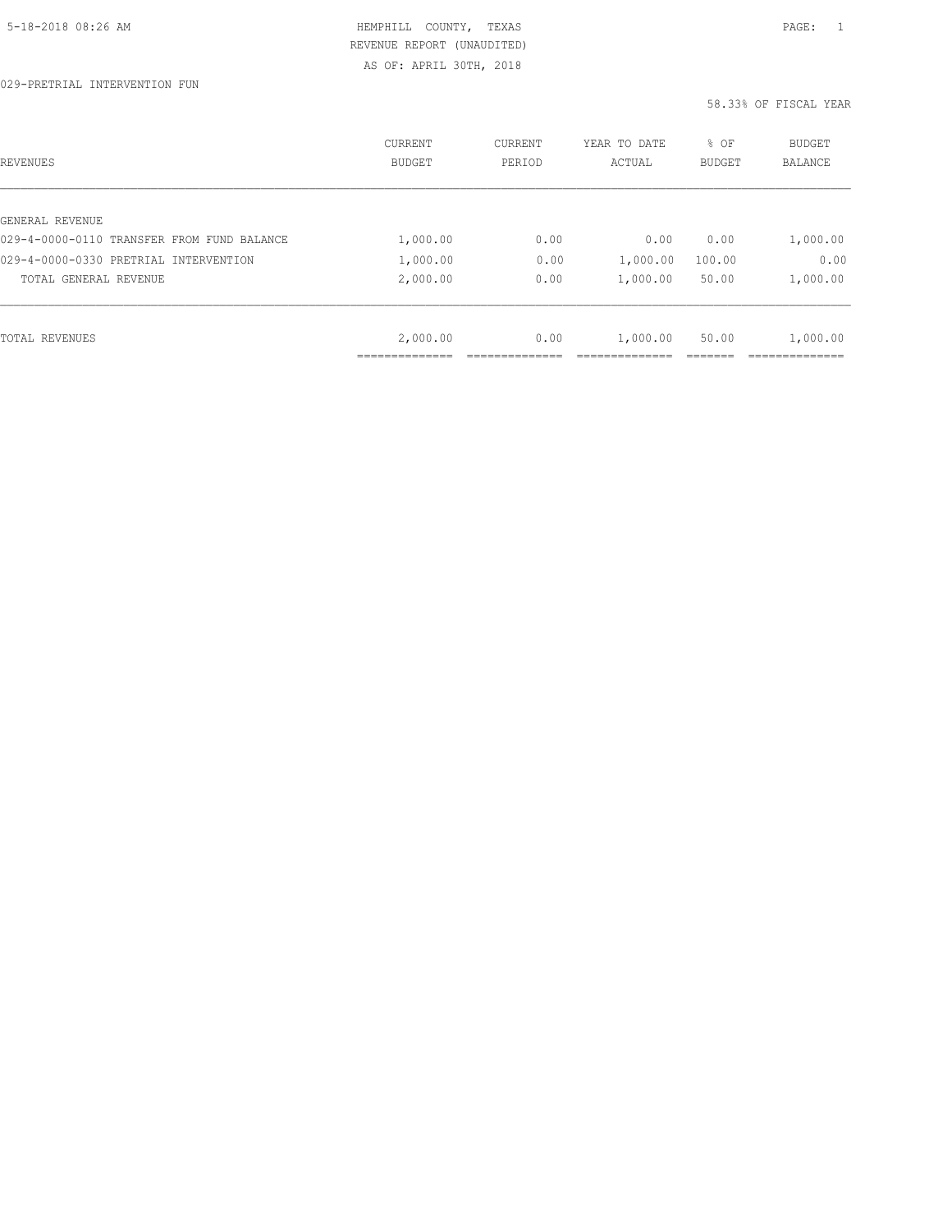5-18-2018 08:26 AM

HEMPHILL COUNTY, TEXAS
REVENUE REPORT (UNAUDITED)
AS OF: APRIL 30TH, 2018

029-PRETRIAL INTERVENTION FUN

58.33% OF FISCAL YEAR

| REVENUES | CURRENT BUDGET | CURRENT PERIOD | YEAR TO DATE ACTUAL | % OF BUDGET | BUDGET BALANCE |
|---|---|---|---|---|---|
| GENERAL REVENUE | | | | | |
| 029-4-0000-0110 TRANSFER FROM FUND BALANCE | 1,000.00 | 0.00 | 0.00 | 0.00 | 1,000.00 |
| 029-4-0000-0330 PRETRIAL INTERVENTION | 1,000.00 | 0.00 | 1,000.00 | 100.00 | 0.00 |
| TOTAL GENERAL REVENUE | 2,000.00 | 0.00 | 1,000.00 | 50.00 | 1,000.00 |
| TOTAL REVENUES | 2,000.00 | 0.00 | 1,000.00 | 50.00 | 1,000.00 |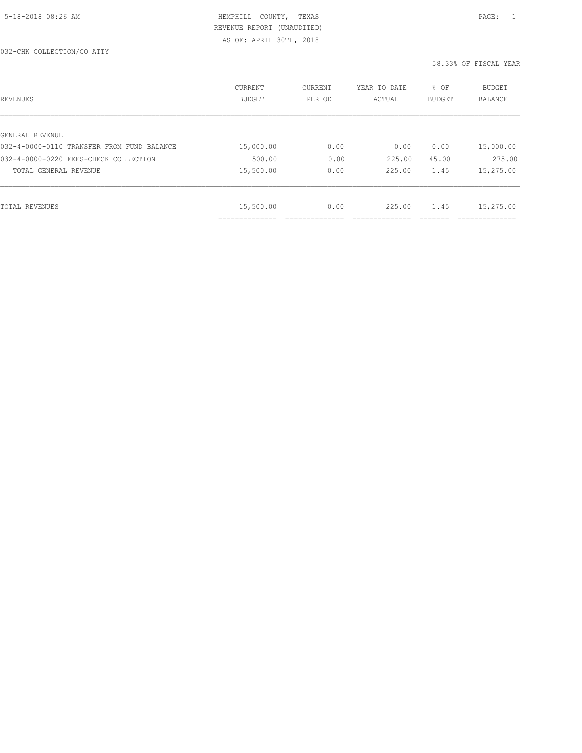HEMPHILL COUNTY, TEXAS
REVENUE REPORT (UNAUDITED)
AS OF: APRIL 30TH, 2018

032-CHK COLLECTION/CO ATTY

58.33% OF FISCAL YEAR

| REVENUES | CURRENT BUDGET | CURRENT PERIOD | YEAR TO DATE ACTUAL | % OF BUDGET | BUDGET BALANCE |
|---|---|---|---|---|---|
| GENERAL REVENUE | | | | | |
| 032-4-0000-0110 TRANSFER FROM FUND BALANCE | 15,000.00 | 0.00 | 0.00 | 0.00 | 15,000.00 |
| 032-4-0000-0220 FEES-CHECK COLLECTION | 500.00 | 0.00 | 225.00 | 45.00 | 275.00 |
| TOTAL GENERAL REVENUE | 15,500.00 | 0.00 | 225.00 | 1.45 | 15,275.00 |
| TOTAL REVENUES | 15,500.00 | 0.00 | 225.00 | 1.45 | 15,275.00 |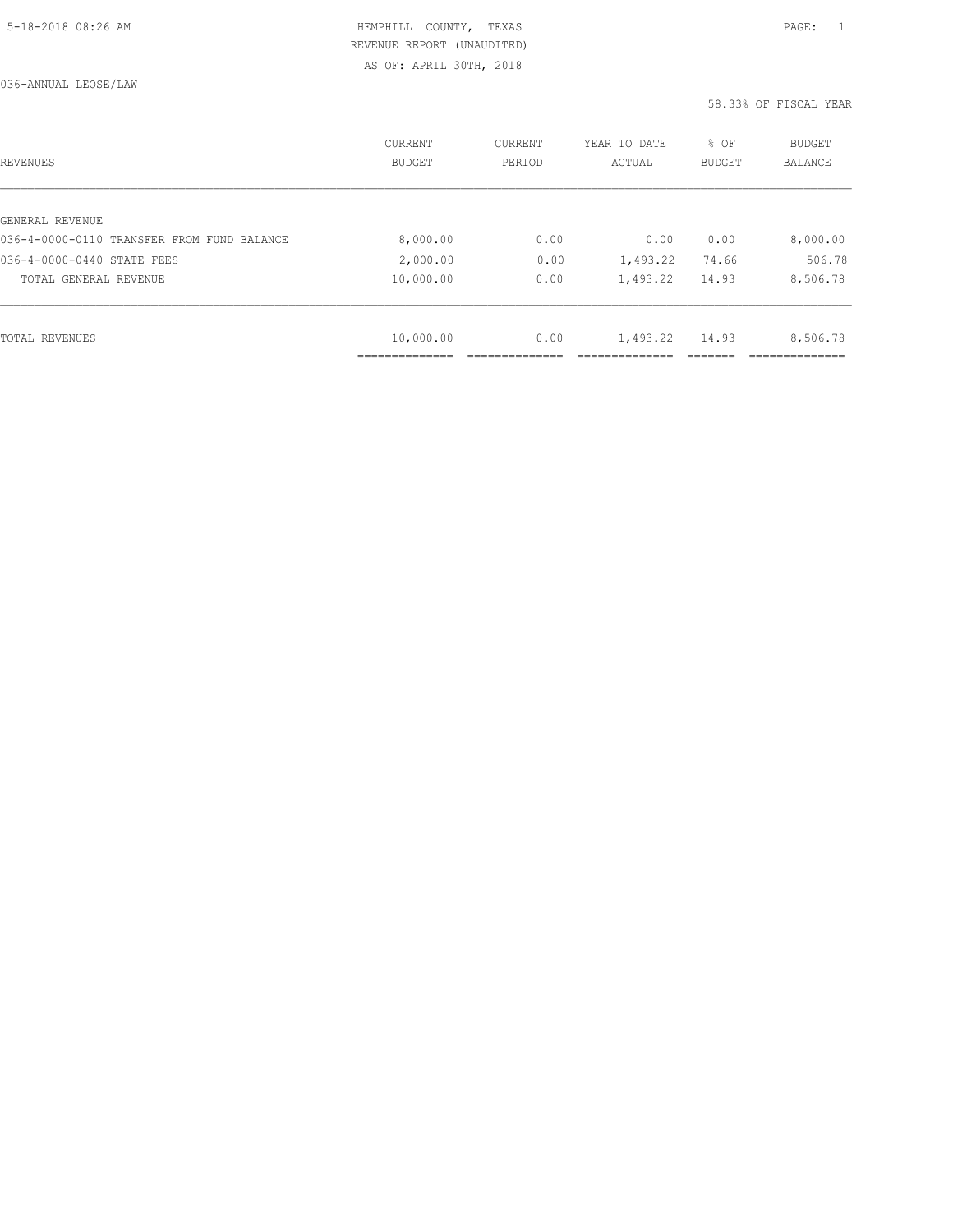5-18-2018 08:26 AM

HEMPHILL COUNTY, TEXAS
REVENUE REPORT (UNAUDITED)
AS OF: APRIL 30TH, 2018

036-ANNUAL LEOSE/LAW

58.33% OF FISCAL YEAR

| REVENUES | CURRENT BUDGET | CURRENT PERIOD | YEAR TO DATE ACTUAL | % OF BUDGET | BUDGET BALANCE |
|---|---|---|---|---|---|
| GENERAL REVENUE | | | | | |
| 036-4-0000-0110 TRANSFER FROM FUND BALANCE | 8,000.00 | 0.00 | 0.00 | 0.00 | 8,000.00 |
| 036-4-0000-0440 STATE FEES | 2,000.00 | 0.00 | 1,493.22 | 74.66 | 506.78 |
| TOTAL GENERAL REVENUE | 10,000.00 | 0.00 | 1,493.22 | 14.93 | 8,506.78 |
| TOTAL REVENUES | 10,000.00 | 0.00 | 1,493.22 | 14.93 | 8,506.78 |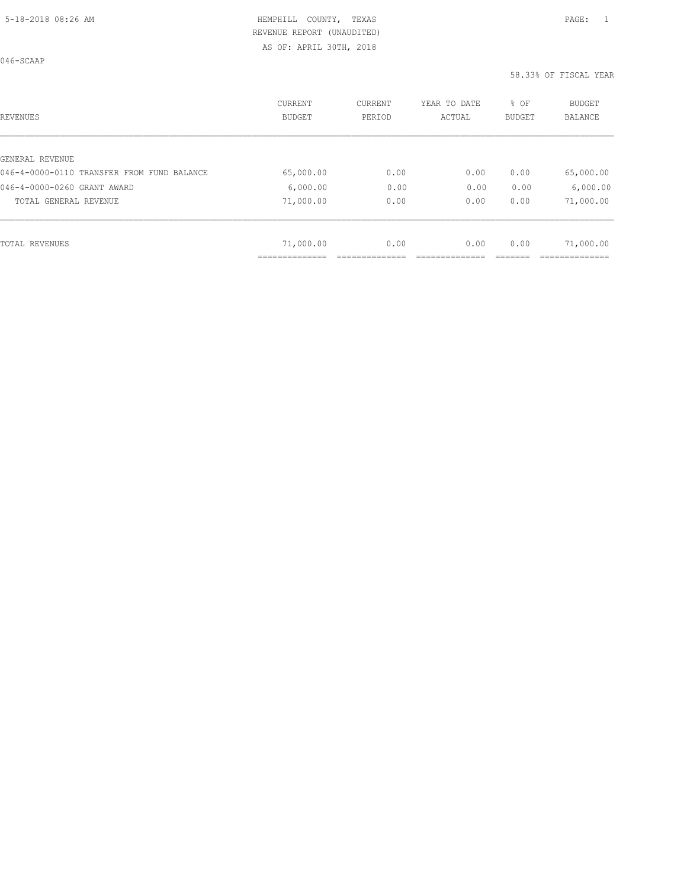HEMPHILL COUNTY, TEXAS
REVENUE REPORT (UNAUDITED)
AS OF: APRIL 30TH, 2018

046-SCAAP

58.33% OF FISCAL YEAR

| REVENUES | CURRENT BUDGET | CURRENT PERIOD | YEAR TO DATE ACTUAL | % OF BUDGET | BUDGET BALANCE |
|---|---|---|---|---|---|
| GENERAL REVENUE | | | | | |
| 046-4-0000-0110 TRANSFER FROM FUND BALANCE | 65,000.00 | 0.00 | 0.00 | 0.00 | 65,000.00 |
| 046-4-0000-0260 GRANT AWARD | 6,000.00 | 0.00 | 0.00 | 0.00 | 6,000.00 |
| TOTAL GENERAL REVENUE | 71,000.00 | 0.00 | 0.00 | 0.00 | 71,000.00 |
| TOTAL REVENUES | 71,000.00 | 0.00 | 0.00 | 0.00 | 71,000.00 |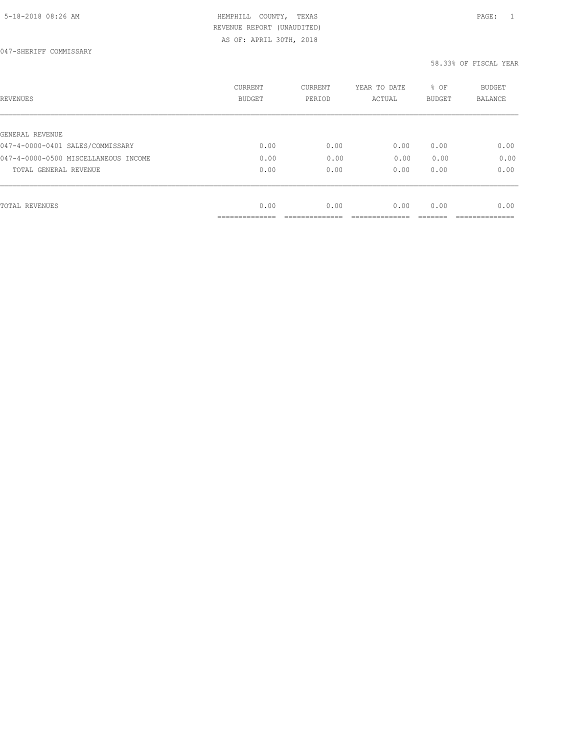HEMPHILL COUNTY, TEXAS
REVENUE REPORT (UNAUDITED)
AS OF: APRIL 30TH, 2018

5-18-2018 08:26 AM

047-SHERIFF COMMISSARY

58.33% OF FISCAL YEAR

| REVENUES | CURRENT BUDGET | CURRENT PERIOD | YEAR TO DATE ACTUAL | % OF BUDGET | BUDGET BALANCE |
|---|---|---|---|---|---|
| GENERAL REVENUE | | | | | |
| 047-4-0000-0401 SALES/COMMISSARY | 0.00 | 0.00 | 0.00 | 0.00 | 0.00 |
| 047-4-0000-0500 MISCELLANEOUS INCOME | 0.00 | 0.00 | 0.00 | 0.00 | 0.00 |
| TOTAL GENERAL REVENUE | 0.00 | 0.00 | 0.00 | 0.00 | 0.00 |
| TOTAL REVENUES | 0.00 | 0.00 | 0.00 | 0.00 | 0.00 |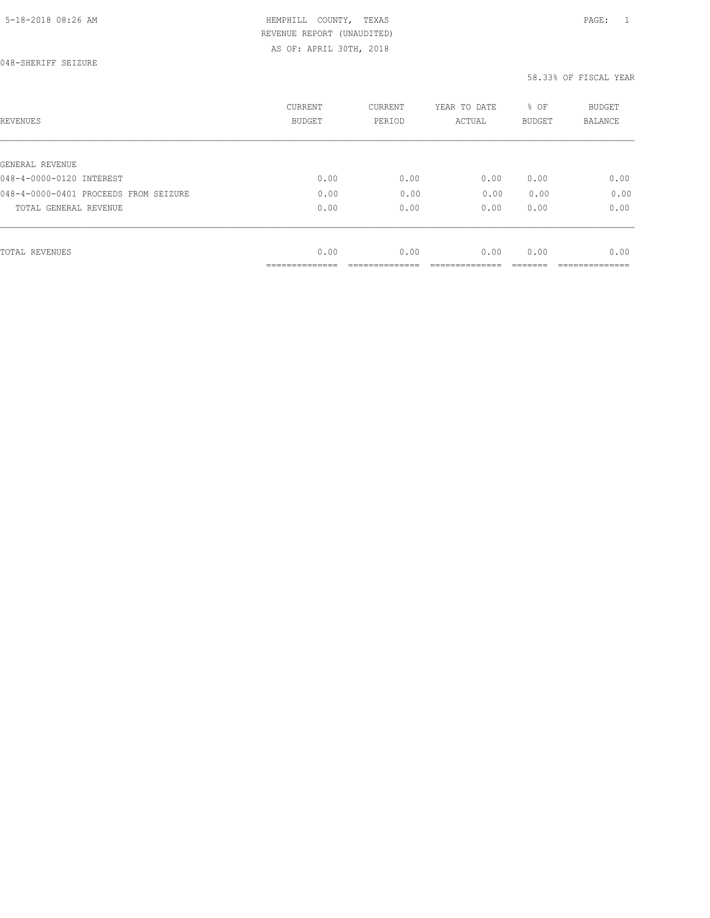HEMPHILL COUNTY, TEXAS
REVENUE REPORT (UNAUDITED)
AS OF: APRIL 30TH, 2018

5-18-2018 08:26 AM

048-SHERIFF SEIZURE

58.33% OF FISCAL YEAR

| REVENUES | CURRENT BUDGET | CURRENT PERIOD | YEAR TO DATE ACTUAL | % OF BUDGET | BUDGET BALANCE |
|---|---|---|---|---|---|
| GENERAL REVENUE | | | | | |
| 048-4-0000-0120 INTEREST | 0.00 | 0.00 | 0.00 | 0.00 | 0.00 |
| 048-4-0000-0401 PROCEEDS FROM SEIZURE | 0.00 | 0.00 | 0.00 | 0.00 | 0.00 |
| TOTAL GENERAL REVENUE | 0.00 | 0.00 | 0.00 | 0.00 | 0.00 |
| TOTAL REVENUES | 0.00 | 0.00 | 0.00 | 0.00 | 0.00 |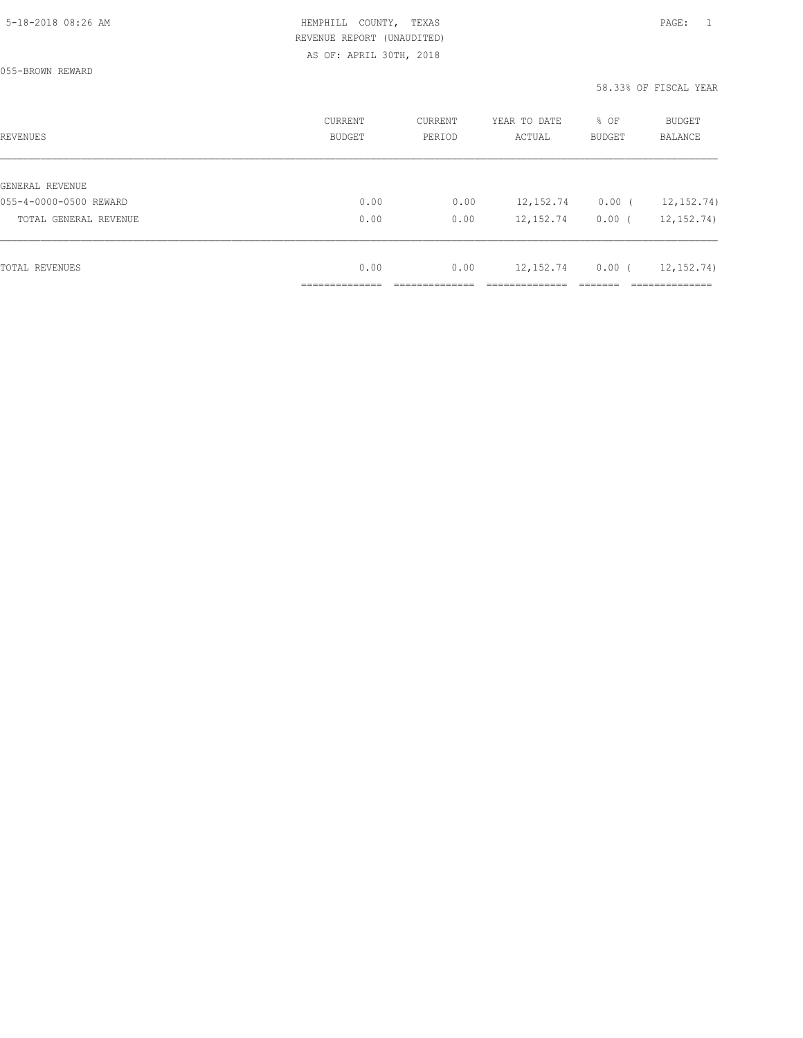HEMPHILL COUNTY, TEXAS
REVENUE REPORT (UNAUDITED)
AS OF: APRIL 30TH, 2018

055-BROWN REWARD

58.33% OF FISCAL YEAR

| REVENUES | CURRENT BUDGET | CURRENT PERIOD | YEAR TO DATE ACTUAL | % OF BUDGET | BUDGET BALANCE |
|---|---|---|---|---|---|
| GENERAL REVENUE | | | | | |
| 055-4-0000-0500 REWARD | 0.00 | 0.00 | 12,152.74 | 0.00 | ( 12,152.74) |
| TOTAL GENERAL REVENUE | 0.00 | 0.00 | 12,152.74 | 0.00 | ( 12,152.74) |
| TOTAL REVENUES | 0.00 | 0.00 | 12,152.74 | 0.00 | ( 12,152.74) |